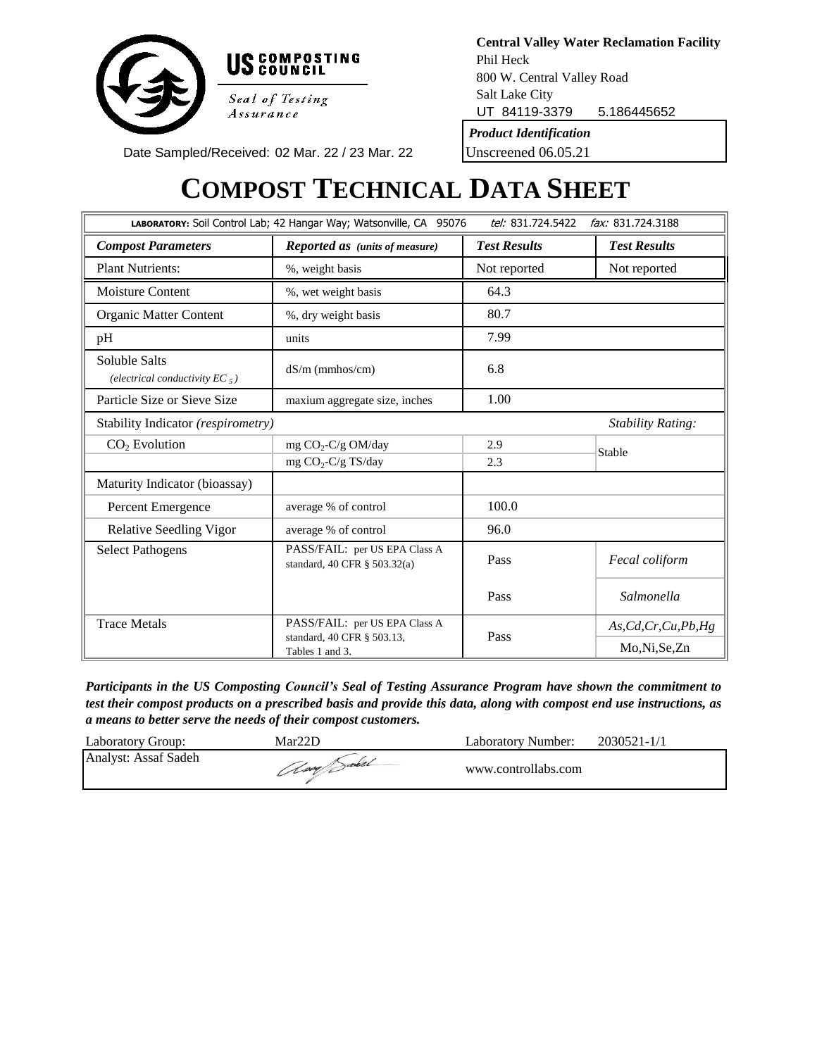US COMPOSTING COUNCIL

*Seal of Testing Assurance*

**Central Valley Water Reclamation Facility**
Phil Heck
800 W. Central Valley Road
Salt Lake City
UT 84119-3379 5.186445652

Date Sampled/Received: 02 Mar. 22 / 23 Mar. 22

| *Product Identification* |
| --- |
| Unscreened 06.05.21 |

# COMPOST TECHNICAL DATA SHEET

**LABORATORY:** Soil Control Lab; 42 Hangar Way; Watsonville, CA 95076 *tel:* 831.724.5422 *fax:* 831.724.3188

| *Compost Parameters* | *Reported as (units of measure)* | *Test Results* | *Test Results* |
| --- | --- | --- | --- |
| Plant Nutrients: | %, weight basis | Not reported | Not reported |
| Moisture Content | %, wet weight basis | 64.3 | |
| Organic Matter Content | %, dry weight basis | 80.7 | |
| pH | units | 7.99 | |
| Soluble Salts *(electrical conductivity $EC_5$)* | dS/m (mmhos/cm) | 6.8 | |
| Particle Size or Sieve Size | maxium aggregate size, inches | 1.00 | |
| Stability Indicator *(respirometry)* | | | *Stability Rating:* |
| $CO_2$ Evolution | mg $CO_2$-C/g OM/day | 2.9 | Stable |
| | mg $CO_2$-C/g TS/day | 2.3 | |
| Maturity Indicator (bioassay) | | | |
| Percent Emergence | average % of control | 100.0 | |
| Relative Seedling Vigor | average % of control | 96.0 | |
| Select Pathogens | PASS/FAIL: per US EPA Class A standard, 40 CFR § 503.32(a) | Pass | *Fecal coliform* |
| | | Pass | *Salmonella* |
| Trace Metals | PASS/FAIL: per US EPA Class A standard, 40 CFR § 503.13, Tables 1 and 3. | Pass | *As,Cd,Cr,Cu,Pb,Hg* |
| | | | Mo,Ni,Se,Zn |

***Participants in the US Composting Council's Seal of Testing Assurance Program have shown the commitment to test their compost products on a prescribed basis and provide this data, along with compost end use instructions, as a means to better serve the needs of their compost customers.***

| Laboratory Group: | Mar22D | Laboratory Number: | 2030521-1/1 |
| --- | --- | --- | --- |
| Analyst: Assaf Sadeh | | www.controllabs.com | |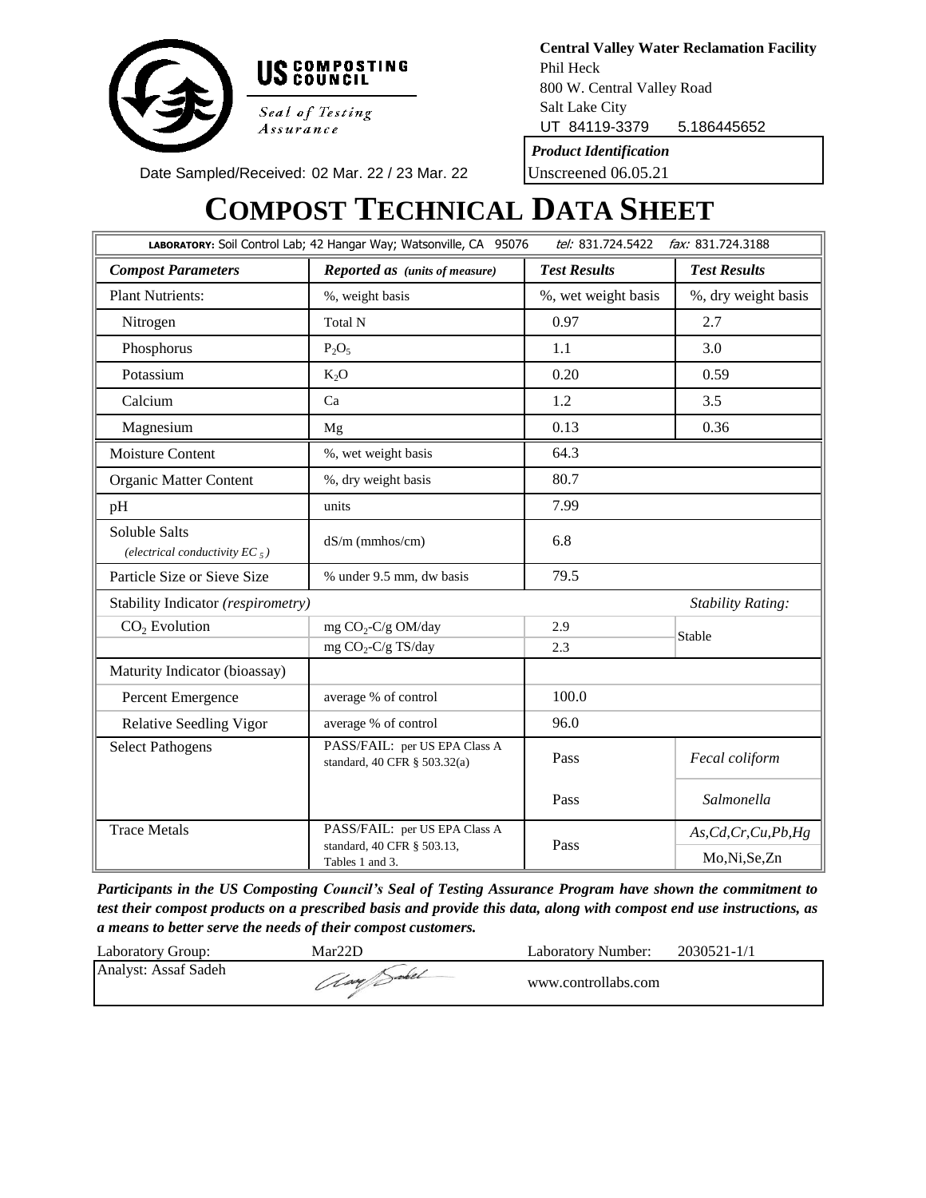US COMPOSTING COUNCIL

*Seal of Testing Assurance*

**Central Valley Water Reclamation Facility**
Phil Heck
800 W. Central Valley Road
Salt Lake City
UT 84119-3379 5.186445652

Date Sampled/Received: 02 Mar. 22 / 23 Mar. 22

| *Product Identification* |
|---|
| Unscreened 06.05.21 |

# COMPOST TECHNICAL DATA SHEET

**LABORATORY:** Soil Control Lab; 42 Hangar Way; Watsonville, CA 95076 *tel:* 831.724.5422 *fax:* 831.724.3188

| *Compost Parameters* | *Reported as (units of measure)* | *Test Results* | *Test Results* |
|---|---|---|---|
| Plant Nutrients: | %, weight basis | %, wet weight basis | %, dry weight basis |
| Nitrogen | Total N | 0.97 | 2.7 |
| Phosphorus | $P_2O_5$ | 1.1 | 3.0 |
| Potassium | $K_2O$ | 0.20 | 0.59 |
| Calcium | Ca | 1.2 | 3.5 |
| Magnesium | Mg | 0.13 | 0.36 |
| Moisture Content | %, wet weight basis | 64.3 | |
| Organic Matter Content | %, dry weight basis | 80.7 | |
| pH | units | 7.99 | |
| Soluble Salts *(electrical conductivity $EC_5$)* | dS/m (mmhos/cm) | 6.8 | |
| Particle Size or Sieve Size | % under 9.5 mm, dw basis | 79.5 | |
| Stability Indicator *(respirometry)* | | | *Stability Rating:* |
| $CO_2$ Evolution | mg $CO_2$-C/g OM/day | 2.9 | Stable |
| | mg $CO_2$-C/g TS/day | 2.3 | |
| Maturity Indicator (bioassay) | | | |
| Percent Emergence | average % of control | 100.0 | |
| Relative Seedling Vigor | average % of control | 96.0 | |
| Select Pathogens | PASS/FAIL: per US EPA Class A standard, 40 CFR § 503.32(a) | Pass | *Fecal coliform* |
| | | Pass | *Salmonella* |
| Trace Metals | PASS/FAIL: per US EPA Class A standard, 40 CFR § 503.13, Tables 1 and 3. | Pass | *As,Cd,Cr,Cu,Pb,Hg* Mo,Ni,Se,Zn |

***Participants in the US Composting Council's Seal of Testing Assurance Program have shown the commitment to test their compost products on a prescribed basis and provide this data, along with compost end use instructions, as a means to better serve the needs of their compost customers.***

| Laboratory Group: | Mar22D | Laboratory Number: | 2030521-1/1 |
|---|---|---|---|
| Analyst: Assaf Sadeh | | www.controllabs.com | |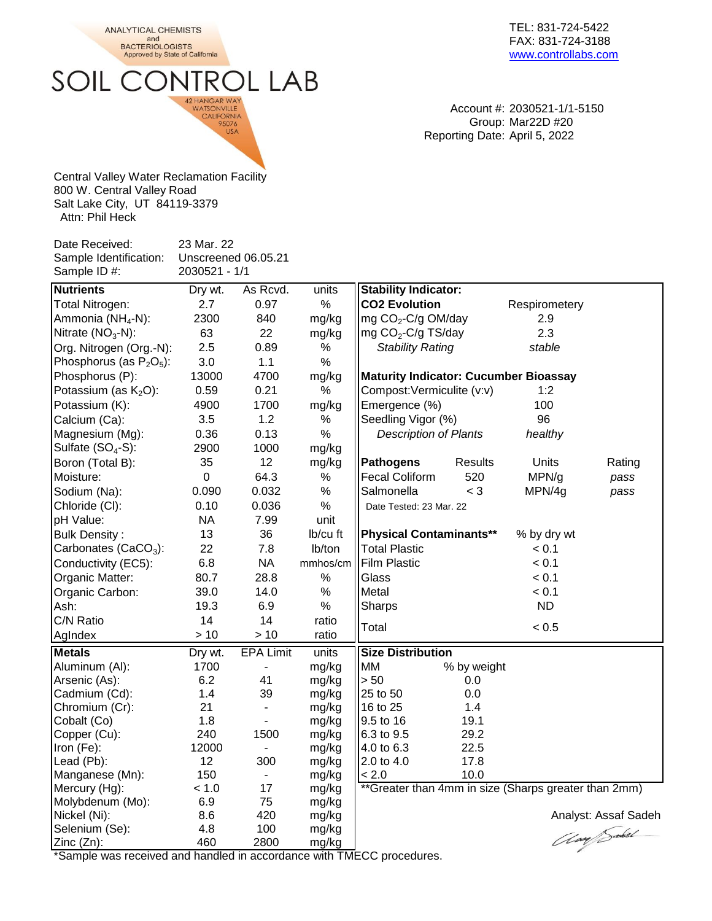ANALYTICAL CHEMISTS and BACTERIOLOGISTS Approved by State of California

# SOIL CONTROL LAB

42 HANGAR WAY
WATSONVILLE
CALIFORNIA
95076
USA

TEL: 831-724-5422
FAX: 831-724-3188
www.controllabs.com

Account #: 2030521-1/1-5150
Group: Mar22D #20
Reporting Date: April 5, 2022

Central Valley Water Reclamation Facility
800 W. Central Valley Road
Salt Lake City, UT 84119-3379
Attn: Phil Heck

Date Received: 23 Mar. 22
Sample Identification: Unscreened 06.05.21
Sample ID #: 2030521 - 1/1

| Nutrients | Dry wt. | As Rcvd. | units |
|---|---|---|---|
| Total Nitrogen: | 2.7 | 0.97 | % |
| Ammonia ($NH_4$-N): | 2300 | 840 | mg/kg |
| Nitrate ($NO_3$-N): | 63 | 22 | mg/kg |
| Org. Nitrogen (Org.-N): | 2.5 | 0.89 | % |
| Phosphorus (as $P_2O_5$): | 3.0 | 1.1 | % |
| Phosphorus (P): | 13000 | 4700 | mg/kg |
| Potassium (as $K_2O$): | 0.59 | 0.21 | % |
| Potassium (K): | 4900 | 1700 | mg/kg |
| Calcium (Ca): | 3.5 | 1.2 | % |
| Magnesium (Mg): | 0.36 | 0.13 | % |
| Sulfate ($SO_4$-S): | 2900 | 1000 | mg/kg |
| Boron (Total B): | 35 | 12 | mg/kg |
| Moisture: | 0 | 64.3 | % |
| Sodium (Na): | 0.090 | 0.032 | % |
| Chloride (Cl): | 0.10 | 0.036 | % |
| pH Value: | NA | 7.99 | unit |
| Bulk Density : | 13 | 36 | lb/cu ft |
| Carbonates ($CaCO_3$): | 22 | 7.8 | lb/ton |
| Conductivity (EC5): | 6.8 | NA | mmhos/cm |
| Organic Matter: | 80.7 | 28.8 | % |
| Organic Carbon: | 39.0 | 14.0 | % |
| Ash: | 19.3 | 6.9 | % |
| C/N Ratio | 14 | 14 | ratio |
| AgIndex | > 10 | > 10 | ratio |

| Metals | Dry wt. | EPA Limit | units |
|---|---|---|---|
| Aluminum (Al): | 1700 | - | mg/kg |
| Arsenic (As): | 6.2 | 41 | mg/kg |
| Cadmium (Cd): | 1.4 | 39 | mg/kg |
| Chromium (Cr): | 21 | - | mg/kg |
| Cobalt (Co) | 1.8 | - | mg/kg |
| Copper (Cu): | 240 | 1500 | mg/kg |
| Iron (Fe): | 12000 | - | mg/kg |
| Lead (Pb): | 12 | 300 | mg/kg |
| Manganese (Mn): | 150 | - | mg/kg |
| Mercury (Hg): | < 1.0 | 17 | mg/kg |
| Molybdenum (Mo): | 6.9 | 75 | mg/kg |
| Nickel (Ni): | 8.6 | 420 | mg/kg |
| Selenium (Se): | 4.8 | 100 | mg/kg |
| Zinc (Zn): | 460 | 2800 | mg/kg |

*Sample was received and handled in accordance with TMECC procedures.

| Stability Indicator: | |
|---|---|
| **CO2 Evolution** | Respirometery |
| mg $CO_2$-C/g OM/day | 2.9 |
| mg $CO_2$-C/g TS/day | 2.3 |
| *Stability Rating* | *stable* |

| Maturity Indicator: Cucumber Bioassay | |
|---|---|
| Compost:Vermiculite (v:v) | 1:2 |
| Emergence (%) | 100 |
| Seedling Vigor (%) | 96 |
| *Description of Plants* | *healthy* |

| Pathogens | Results | Units | Rating |
|---|---|---|---|
| Fecal Coliform | 520 | MPN/g | *pass* |
| Salmonella | < 3 | MPN/4g | *pass* |

Date Tested: 23 Mar. 22

| Physical Contaminants** | % by dry wt |
|---|---|
| Total Plastic | < 0.1 |
| Film Plastic | < 0.1 |
| Glass | < 0.1 |
| Metal | < 0.1 |
| Sharps | ND |
| Total | < 0.5 |

| Size Distribution | |
|---|---|
| MM | % by weight |
| > 50 | 0.0 |
| 25 to 50 | 0.0 |
| 16 to 25 | 1.4 |
| 9.5 to 16 | 19.1 |
| 6.3 to 9.5 | 29.2 |
| 4.0 to 6.3 | 22.5 |
| 2.0 to 4.0 | 17.8 |
| < 2.0 | 10.0 |

**Greater than 4mm in size (Sharps greater than 2mm)

Analyst: Assaf Sadeh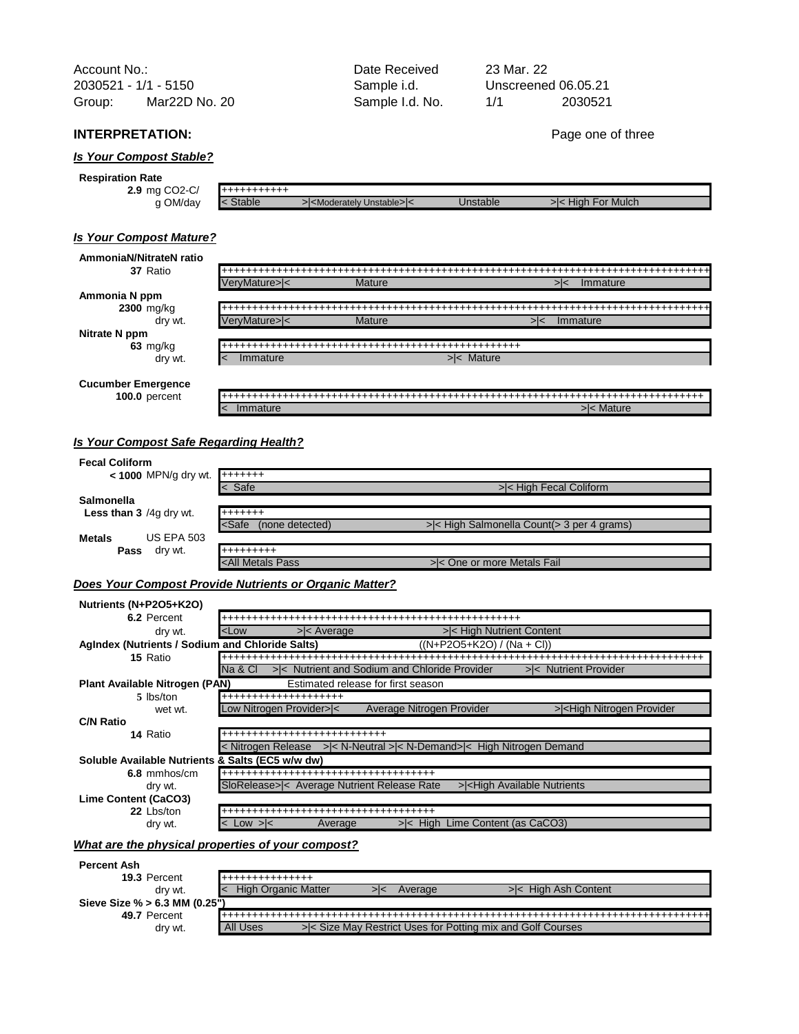| | | | | |
|---|---|---|---|---|
| Account No.: | | Date Received | 23 Mar. 22 | |
| 2030521 - 1/1 - 5150 | | Sample i.d. | Unscreened 06.05.21 | |
| Group: | Mar22D No. 20 | Sample I.d. No. | 1/1 | 2030521 |

## INTERPRETATION:

Page one of three

### *Is Your Compost Stable?*

**Respiration Rate**

**2.9** mg $CO_2$-C/ g OM/day

+++++++++++

< Stable >|<Moderately Unstable>|< Unstable >|< High For Mulch

### *Is Your Compost Mature?*

**AmmoniaN/NitrateN ratio**

**37** Ratio

++++++++++++++++++++++++++++++++++++++++++++++++++++++++++++++++++++++++++++++++++++

VeryMature>|< Mature >|< Immature

**Ammonia N ppm**

**2300** mg/kg dry wt.

++++++++++++++++++++++++++++++++++++++++++++++++++++++++++++++++++++++++++++++++++++

VeryMature>|< Mature >|< Immature

**Nitrate N ppm**

**63** mg/kg dry wt.

++++++++++++++++++++++++++++++++++++++++++++++++++

< Immature >|< Mature

**Cucumber Emergence**

**100.0** percent

+++++++++++++++++++++++++++++++++++++++++++++++++++++++++++++++++++++++++++++++++++

< Immature >|< Mature

### *Is Your Compost Safe Regarding Health?*

**Fecal Coliform**

**< 1000** MPN/g dry wt.

+++++++

< Safe >|< High Fecal Coliform

**Salmonella**

**Less than 3** /4g dry wt.

+++++++

<Safe (none detected) >|< High Salmonella Count(> 3 per 4 grams)

**Metals** US EPA 503

**Pass** dry wt.

+++++++++

<All Metals Pass >|< One or more Metals Fail

### *Does Your Compost Provide Nutrients or Organic Matter?*

**Nutrients (N+P2O5+K2O)**

**6.2** Percent dry wt.

++++++++++++++++++++++++++++++++++++++++++++++++++

<Low >|< Average >|< High Nutrient Content

**AgIndex (Nutrients / Sodium and Chloride Salts)** ((N+P2O5+K2O) / (Na + Cl))

**15** Ratio

+++++++++++++++++++++++++++++++++++++++++++++++++++++++++++++++++++++++++++++++++++

Na & Cl >|< Nutrient and Sodium and Chloride Provider >|< Nutrient Provider

**Plant Available Nitrogen (PAN)** Estimated release for first season

**5** lbs/ton wet wt.

++++++++++++++++++++

Low Nitrogen Provider>|< Average Nitrogen Provider >|<High Nitrogen Provider

**C/N Ratio**

**14** Ratio

+++++++++++++++++++++++++++

< Nitrogen Release >|< N-Neutral >|< N-Demand>|< High Nitrogen Demand

**Soluble Available Nutrients & Salts (EC5 w/w dw)**

**6.8** mmhos/cm dry wt.

++++++++++++++++++++++++++++++++++++

SloRelease>|< Average Nutrient Release Rate >|<High Available Nutrients

**Lime Content (CaCO3)**

**22** Lbs/ton dry wt.

++++++++++++++++++++++++++++++++++++

< Low >|< Average >|< High Lime Content (as $CaCO_3$)

### *What are the physical properties of your compost?*

**Percent Ash**

**19.3** Percent dry wt.

+++++++++++++++

< High Organic Matter >|< Average >|< High Ash Content

**Sieve Size % > 6.3 MM (0.25")**

**49.7** Percent dry wt.

++++++++++++++++++++++++++++++++++++++++++++++++++++++++++++++++++++++++++++++++++++

All Uses >|< Size May Restrict Uses for Potting mix and Golf Courses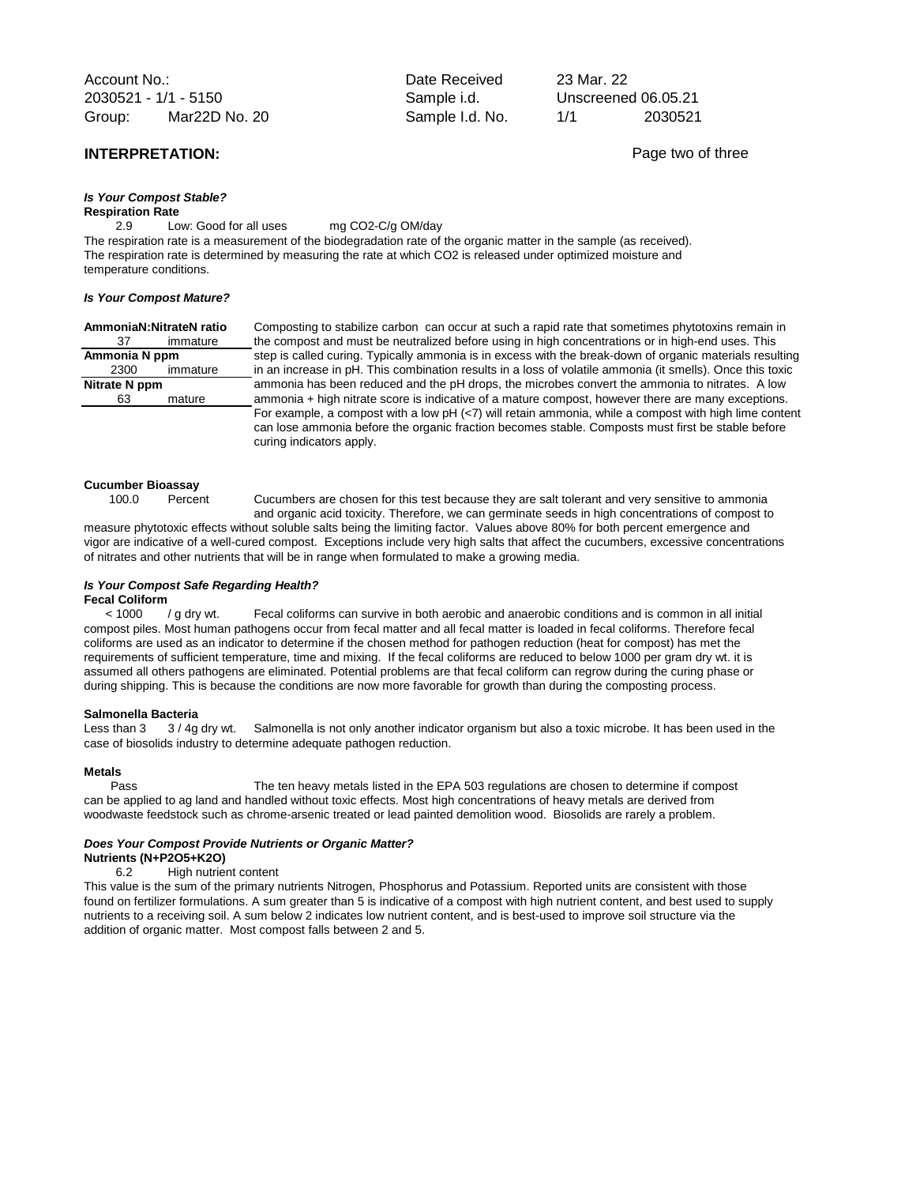| Account No.: | | Date Received | 23 Mar. 22 | |
|---|---|---|---|---|
| 2030521 - 1/1 - 5150 | | Sample i.d. | Unscreened 06.05.21 | |
| Group: | Mar22D No. 20 | Sample I.d. No. | 1/1 | 2030521 |

## INTERPRETATION:

### *Is Your Compost Stable?*

**Respiration Rate**

2.9 Low: Good for all uses mg CO2-C/g OM/day

The respiration rate is a measurement of the biodegradation rate of the organic matter in the sample (as received). The respiration rate is determined by measuring the rate at which CO2 is released under optimized moisture and temperature conditions.

### *Is Your Compost Mature?*

| AmmoniaN:NitrateN ratio | |
|---|---|
| 37 | immature |
| **Ammonia N ppm** | |
| 2300 | immature |
| **Nitrate N ppm** | |
| 63 | mature |

Composting to stabilize carbon can occur at such a rapid rate that sometimes phytotoxins remain in the compost and must be neutralized before using in high concentrations or in high-end uses. This step is called curing. Typically ammonia is in excess with the break-down of organic materials resulting in an increase in pH. This combination results in a loss of volatile ammonia (it smells). Once this toxic ammonia has been reduced and the pH drops, the microbes convert the ammonia to nitrates. A low ammonia + high nitrate score is indicative of a mature compost, however there are many exceptions. For example, a compost with a low pH (<7) will retain ammonia, while a compost with high lime content can lose ammonia before the organic fraction becomes stable. Composts must first be stable before curing indicators apply.

**Cucumber Bioassay**

100.0 Percent

Cucumbers are chosen for this test because they are salt tolerant and very sensitive to ammonia and organic acid toxicity. Therefore, we can germinate seeds in high concentrations of compost to measure phytotoxic effects without soluble salts being the limiting factor. Values above 80% for both percent emergence and vigor are indicative of a well-cured compost. Exceptions include very high salts that affect the cucumbers, excessive concentrations of nitrates and other nutrients that will be in range when formulated to make a growing media.

### *Is Your Compost Safe Regarding Health?*

**Fecal Coliform**

< 1000 / g dry wt. Fecal coliforms can survive in both aerobic and anaerobic conditions and is common in all initial compost piles. Most human pathogens occur from fecal matter and all fecal matter is loaded in fecal coliforms. Therefore fecal coliforms are used as an indicator to determine if the chosen method for pathogen reduction (heat for compost) has met the requirements of sufficient temperature, time and mixing. If the fecal coliforms are reduced to below 1000 per gram dry wt. it is assumed all others pathogens are eliminated. Potential problems are that fecal coliform can regrow during the curing phase or during shipping. This is because the conditions are now more favorable for growth than during the composting process.

**Salmonella Bacteria**

Less than 3 3 / 4g dry wt. Salmonella is not only another indicator organism but also a toxic microbe. It has been used in the case of biosolids industry to determine adequate pathogen reduction.

**Metals**

Pass The ten heavy metals listed in the EPA 503 regulations are chosen to determine if compost can be applied to ag land and handled without toxic effects. Most high concentrations of heavy metals are derived from woodwaste feedstock such as chrome-arsenic treated or lead painted demolition wood. Biosolids are rarely a problem.

### *Does Your Compost Provide Nutrients or Organic Matter?*

**Nutrients (N+P2O5+K2O)**

6.2 High nutrient content

This value is the sum of the primary nutrients Nitrogen, Phosphorus and Potassium. Reported units are consistent with those found on fertilizer formulations. A sum greater than 5 is indicative of a compost with high nutrient content, and best used to supply nutrients to a receiving soil. A sum below 2 indicates low nutrient content, and is best-used to improve soil structure via the addition of organic matter. Most compost falls between 2 and 5.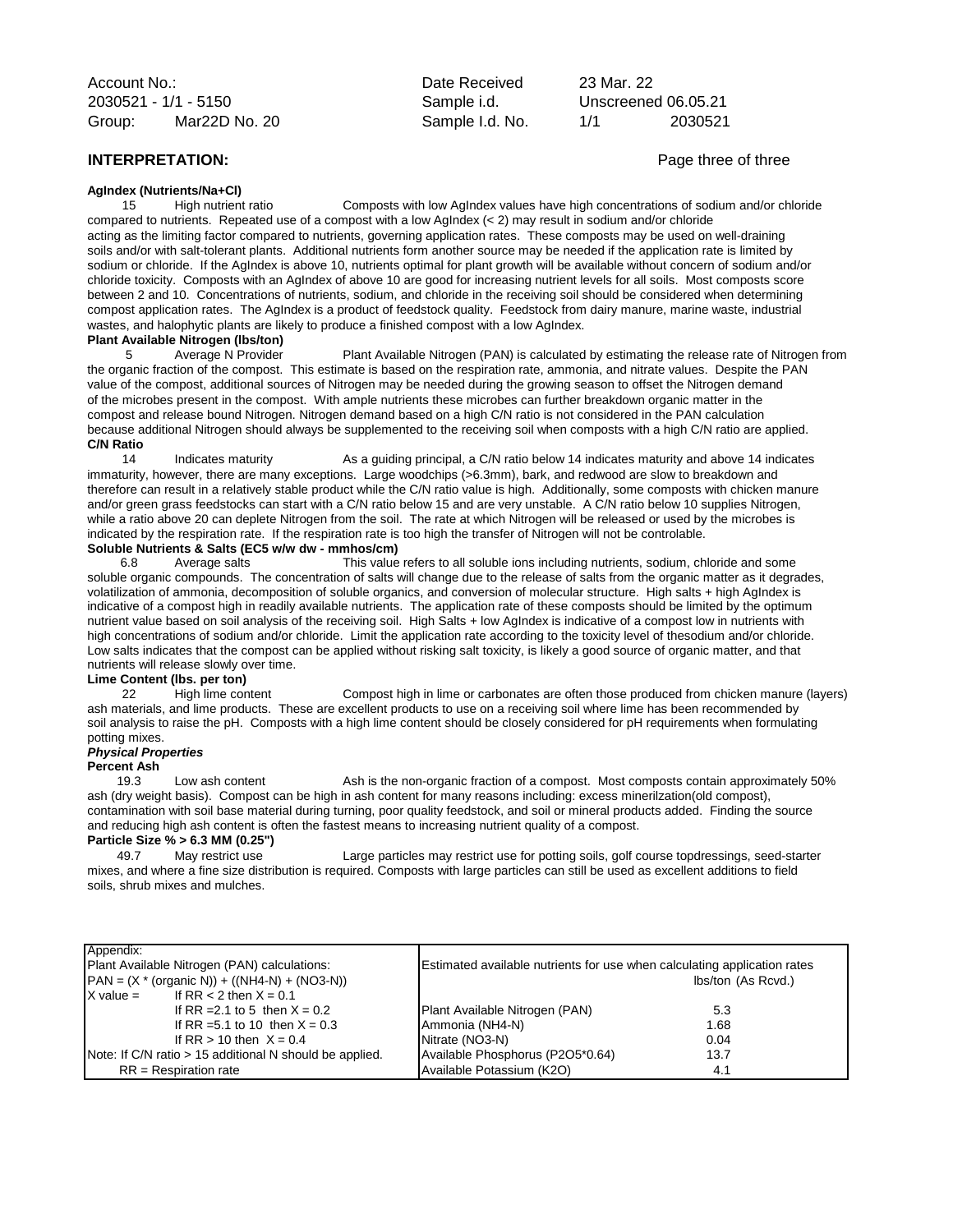Account No.: 2030521 - 1/1 - 5150
Group: Mar22D No. 20

Date Received: 23 Mar. 22
Sample i.d.: Unscreened 06.05.21
Sample I.d. No.: 1/1 2030521

## INTERPRETATION:

**AgIndex (Nutrients/Na+Cl)**

15 High nutrient ratio — Composts with low AgIndex values have high concentrations of sodium and/or chloride compared to nutrients. Repeated use of a compost with a low AgIndex (< 2) may result in sodium and/or chloride acting as the limiting factor compared to nutrients, governing application rates. These composts may be used on well-draining soils and/or with salt-tolerant plants. Additional nutrients form another source may be needed if the application rate is limited by sodium or chloride. If the AgIndex is above 10, nutrients optimal for plant growth will be available without concern of sodium and/or chloride toxicity. Composts with an AgIndex of above 10 are good for increasing nutrient levels for all soils. Most composts score between 2 and 10. Concentrations of nutrients, sodium, and chloride in the receiving soil should be considered when determining compost application rates. The AgIndex is a product of feedstock quality. Feedstock from dairy manure, marine waste, industrial wastes, and halophytic plants are likely to produce a finished compost with a low AgIndex.

**Plant Available Nitrogen (lbs/ton)**

5 Average N Provider — Plant Available Nitrogen (PAN) is calculated by estimating the release rate of Nitrogen from the organic fraction of the compost. This estimate is based on the respiration rate, ammonia, and nitrate values. Despite the PAN value of the compost, additional sources of Nitrogen may be needed during the growing season to offset the Nitrogen demand of the microbes present in the compost. With ample nutrients these microbes can further breakdown organic matter in the compost and release bound Nitrogen. Nitrogen demand based on a high C/N ratio is not considered in the PAN calculation because additional Nitrogen should always be supplemented to the receiving soil when composts with a high C/N ratio are applied.

**C/N Ratio**

14 Indicates maturity — As a guiding principal, a C/N ratio below 14 indicates maturity and above 14 indicates immaturity, however, there are many exceptions. Large woodchips (>6.3mm), bark, and redwood are slow to breakdown and therefore can result in a relatively stable product while the C/N ratio value is high. Additionally, some composts with chicken manure and/or green grass feedstocks can start with a C/N ratio below 15 and are very unstable. A C/N ratio below 10 supplies Nitrogen, while a ratio above 20 can deplete Nitrogen from the soil. The rate at which Nitrogen will be released or used by the microbes is indicated by the respiration rate. If the respiration rate is too high the transfer of Nitrogen will not be controlable.

**Soluble Nutrients & Salts (EC5 w/w dw - mmhos/cm)**

6.8 Average salts — This value refers to all soluble ions including nutrients, sodium, chloride and some soluble organic compounds. The concentration of salts will change due to the release of salts from the organic matter as it degrades, volatilization of ammonia, decomposition of soluble organics, and conversion of molecular structure. High salts + high AgIndex is indicative of a compost high in readily available nutrients. The application rate of these composts should be limited by the optimum nutrient value based on soil analysis of the receiving soil. High Salts + low AgIndex is indicative of a compost low in nutrients with high concentrations of sodium and/or chloride. Limit the application rate according to the toxicity level of thesodium and/or chloride. Low salts indicates that the compost can be applied without risking salt toxicity, is likely a good source of organic matter, and that nutrients will release slowly over time.

**Lime Content (lbs. per ton)**

22 High lime content — Compost high in lime or carbonates are often those produced from chicken manure (layers) ash materials, and lime products. These are excellent products to use on a receiving soil where lime has been recommended by soil analysis to raise the pH. Composts with a high lime content should be closely considered for pH requirements when formulating potting mixes.

***Physical Properties***

**Percent Ash**

19.3 Low ash content — Ash is the non-organic fraction of a compost. Most composts contain approximately 50% ash (dry weight basis). Compost can be high in ash content for many reasons including: excess minerilzation(old compost), contamination with soil base material during turning, poor quality feedstock, and soil or mineral products added. Finding the source and reducing high ash content is often the fastest means to increasing nutrient quality of a compost.

**Particle Size % > 6.3 MM (0.25")**

49.7 May restrict use — Large particles may restrict use for potting soils, golf course topdressings, seed-starter mixes, and where a fine size distribution is required. Composts with large particles can still be used as excellent additions to field soils, shrub mixes and mulches.

| Appendix: | | Estimated available nutrients for use when calculating application rates | |
|---|---|---|---|
| Plant Available Nitrogen (PAN) calculations: | | | lbs/ton (As Rcvd.) |
| PAN = (X * (organic N)) + ((NH4-N) + (NO3-N)) | | | |
| X value = | If RR < 2 then X = 0.1 | | |
| | If RR =2.1 to 5 then X = 0.2 | Plant Available Nitrogen (PAN) | 5.3 |
| | If RR =5.1 to 10 then X = 0.3 | Ammonia (NH4-N) | 1.68 |
| | If RR > 10 then X = 0.4 | Nitrate (NO3-N) | 0.04 |
| Note: If C/N ratio > 15 additional N should be applied. | | Available Phosphorus (P2O5*0.64) | 13.7 |
| RR = Respiration rate | | Available Potassium (K2O) | 4.1 |